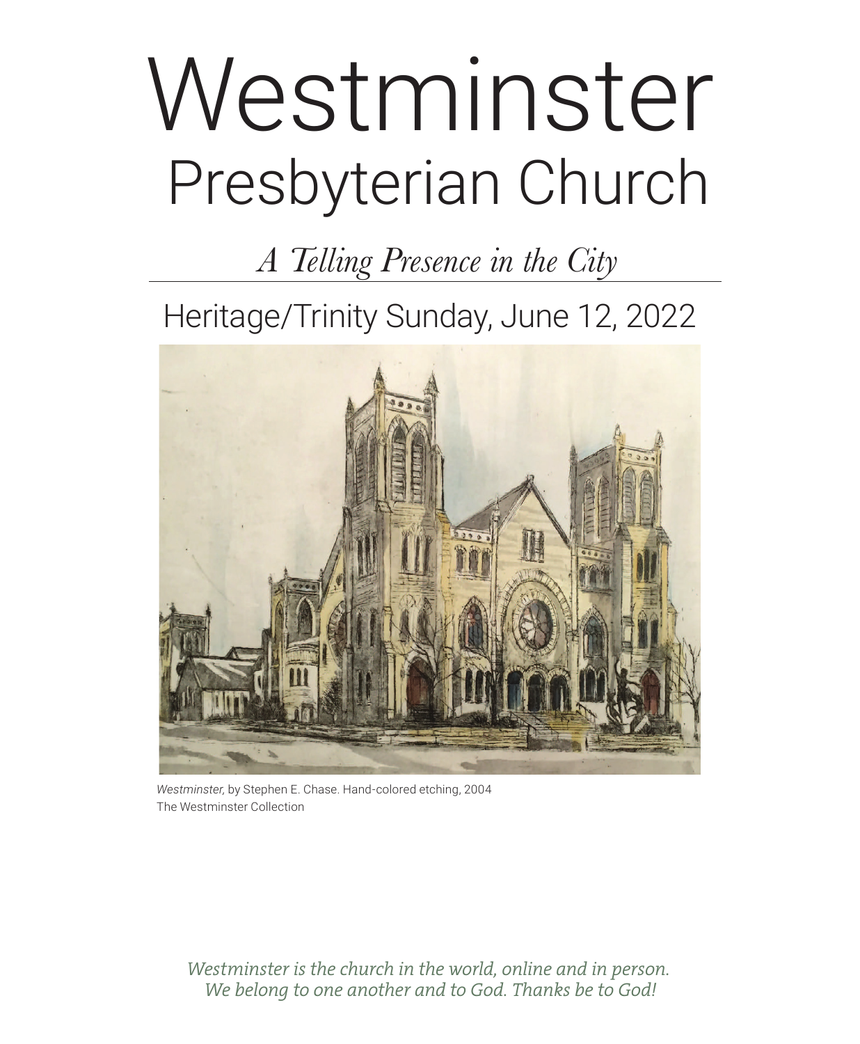# Westminster

## Presbyterian Church

*A Telling Presence in the City*

## Heritage/Trinity Sunday, June 12, 2022

*Westminster,* by Stephen E. Chase. Hand-colored etching, 2004
The Westminster Collection

*Westminster is the church in the world, online and in person.*
*We belong to one another and to God. Thanks be to God!*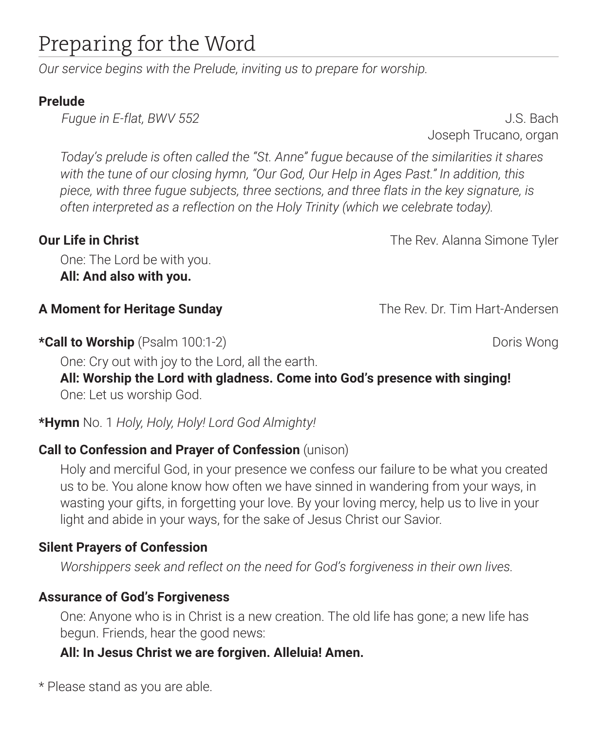# Preparing for the Word

*Our service begins with the Prelude, inviting us to prepare for worship.*

**Prelude**

*Fugue in E-flat, BWV 552* — J.S. Bach
Joseph Trucano, organ

*Today's prelude is often called the "St. Anne" fugue because of the similarities it shares with the tune of our closing hymn, "Our God, Our Help in Ages Past." In addition, this piece, with three fugue subjects, three sections, and three flats in the key signature, is often interpreted as a reflection on the Holy Trinity (which we celebrate today).*

**Our Life in Christ** — The Rev. Alanna Simone Tyler

One: The Lord be with you.
**All: And also with you.**

**A Moment for Heritage Sunday** — The Rev. Dr. Tim Hart-Andersen

***Call to Worship** (Psalm 100:1-2) — Doris Wong

One: Cry out with joy to the Lord, all the earth.
**All: Worship the Lord with gladness. Come into God's presence with singing!**
One: Let us worship God.

***Hymn** No. 1 *Holy, Holy, Holy! Lord God Almighty!*

**Call to Confession and Prayer of Confession** (unison)

Holy and merciful God, in your presence we confess our failure to be what you created us to be. You alone know how often we have sinned in wandering from your ways, in wasting your gifts, in forgetting your love. By your loving mercy, help us to live in your light and abide in your ways, for the sake of Jesus Christ our Savior.

**Silent Prayers of Confession**

*Worshippers seek and reflect on the need for God's forgiveness in their own lives.*

**Assurance of God's Forgiveness**

One: Anyone who is in Christ is a new creation. The old life has gone; a new life has begun. Friends, hear the good news:

**All: In Jesus Christ we are forgiven. Alleluia! Amen.**

* Please stand as you are able.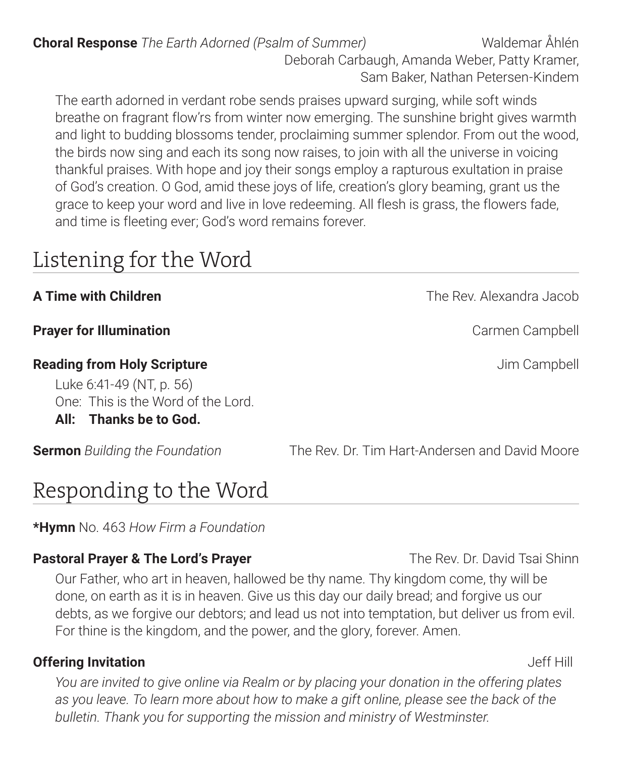**Choral Response** *The Earth Adorned (Psalm of Summer)* — Waldemar Åhlén
Deborah Carbaugh, Amanda Weber, Patty Kramer, Sam Baker, Nathan Petersen-Kindem

The earth adorned in verdant robe sends praises upward surging, while soft winds breathe on fragrant flow'rs from winter now emerging. The sunshine bright gives warmth and light to budding blossoms tender, proclaiming summer splendor. From out the wood, the birds now sing and each its song now raises, to join with all the universe in voicing thankful praises. With hope and joy their songs employ a rapturous exultation in praise of God's creation. O God, amid these joys of life, creation's glory beaming, grant us the grace to keep your word and live in love redeeming. All flesh is grass, the flowers fade, and time is fleeting ever; God's word remains forever.

# Listening for the Word

**A Time with Children** — The Rev. Alexandra Jacob

**Prayer for Illumination** — Carmen Campbell

**Reading from Holy Scripture** — Jim Campbell

Luke 6:41-49 (NT, p. 56)
One: This is the Word of the Lord.
**All: Thanks be to God.**

**Sermon** *Building the Foundation* — The Rev. Dr. Tim Hart-Andersen and David Moore

# Responding to the Word

***Hymn** No. 463 *How Firm a Foundation*

**Pastoral Prayer & The Lord's Prayer** — The Rev. Dr. David Tsai Shinn

Our Father, who art in heaven, hallowed be thy name. Thy kingdom come, thy will be done, on earth as it is in heaven. Give us this day our daily bread; and forgive us our debts, as we forgive our debtors; and lead us not into temptation, but deliver us from evil. For thine is the kingdom, and the power, and the glory, forever. Amen.

**Offering Invitation** — Jeff Hill

*You are invited to give online via Realm or by placing your donation in the offering plates as you leave. To learn more about how to make a gift online, please see the back of the bulletin. Thank you for supporting the mission and ministry of Westminster.*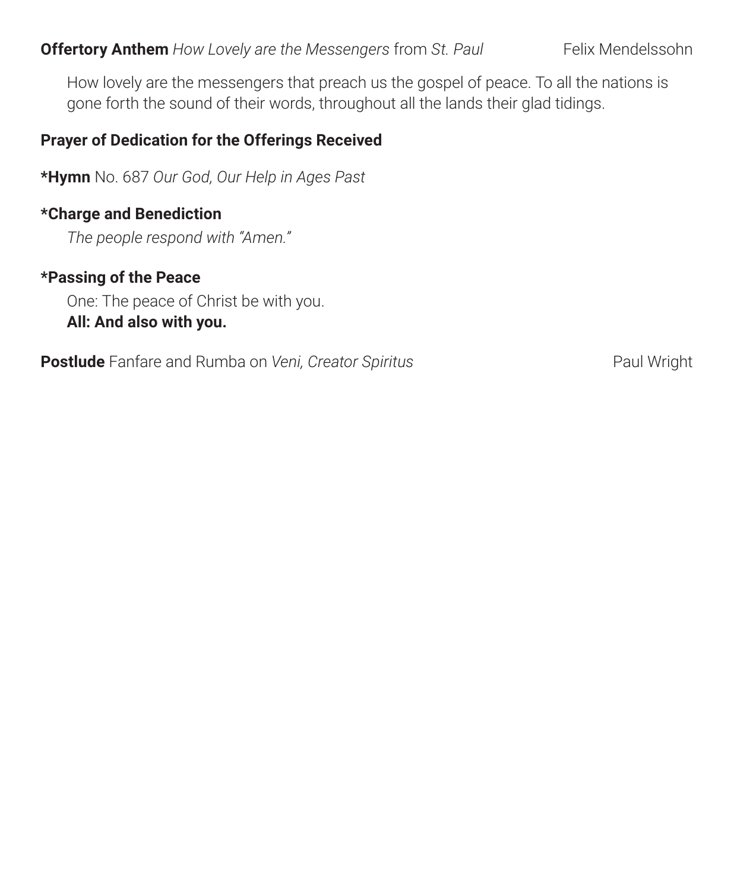**Offertory Anthem** *How Lovely are the Messengers* from *St. Paul* Felix Mendelssohn

How lovely are the messengers that preach us the gospel of peace. To all the nations is gone forth the sound of their words, throughout all the lands their glad tidings.

**Prayer of Dedication for the Offerings Received**

***Hymn** No. 687 *Our God, Our Help in Ages Past*

***Charge and Benediction**

*The people respond with "Amen."*

***Passing of the Peace**

One: The peace of Christ be with you.
**All: And also with you.**

**Postlude** Fanfare and Rumba on *Veni, Creator Spiritus* Paul Wright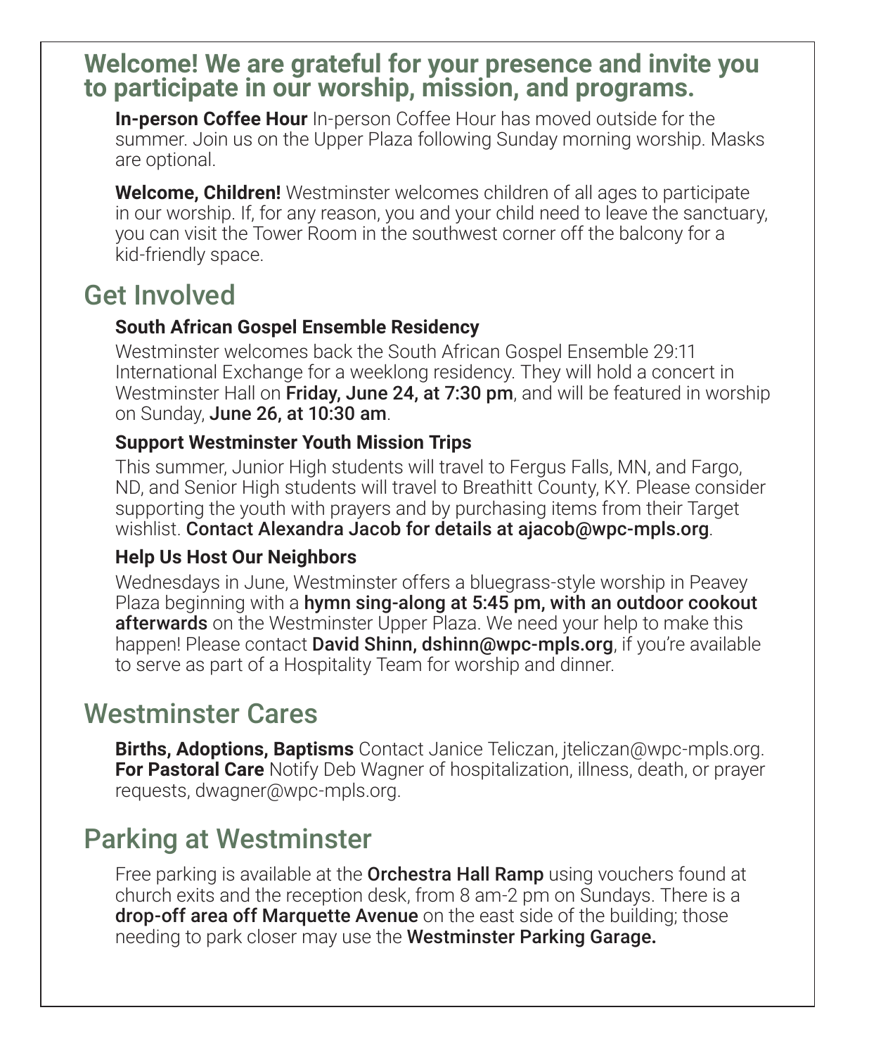## Welcome! We are grateful for your presence and invite you to participate in our worship, mission, and programs.

**In-person Coffee Hour** In-person Coffee Hour has moved outside for the summer. Join us on the Upper Plaza following Sunday morning worship. Masks are optional.

**Welcome, Children!** Westminster welcomes children of all ages to participate in our worship. If, for any reason, you and your child need to leave the sanctuary, you can visit the Tower Room in the southwest corner off the balcony for a kid-friendly space.

## Get Involved

### South African Gospel Ensemble Residency

Westminster welcomes back the South African Gospel Ensemble 29:11 International Exchange for a weeklong residency. They will hold a concert in Westminster Hall on **Friday, June 24, at 7:30 pm**, and will be featured in worship on Sunday, **June 26, at 10:30 am**.

### Support Westminster Youth Mission Trips

This summer, Junior High students will travel to Fergus Falls, MN, and Fargo, ND, and Senior High students will travel to Breathitt County, KY. Please consider supporting the youth with prayers and by purchasing items from their Target wishlist. **Contact Alexandra Jacob for details at ajacob@wpc-mpls.org**.

### Help Us Host Our Neighbors

Wednesdays in June, Westminster offers a bluegrass-style worship in Peavey Plaza beginning with a **hymn sing-along at 5:45 pm, with an outdoor cookout afterwards** on the Westminster Upper Plaza. We need your help to make this happen! Please contact **David Shinn, dshinn@wpc-mpls.org**, if you're available to serve as part of a Hospitality Team for worship and dinner.

## Westminster Cares

**Births, Adoptions, Baptisms** Contact Janice Teliczan, jteliczan@wpc-mpls.org.
**For Pastoral Care** Notify Deb Wagner of hospitalization, illness, death, or prayer requests, dwagner@wpc-mpls.org.

## Parking at Westminster

Free parking is available at the **Orchestra Hall Ramp** using vouchers found at church exits and the reception desk, from 8 am-2 pm on Sundays. There is a **drop-off area off Marquette Avenue** on the east side of the building; those needing to park closer may use the **Westminster Parking Garage.**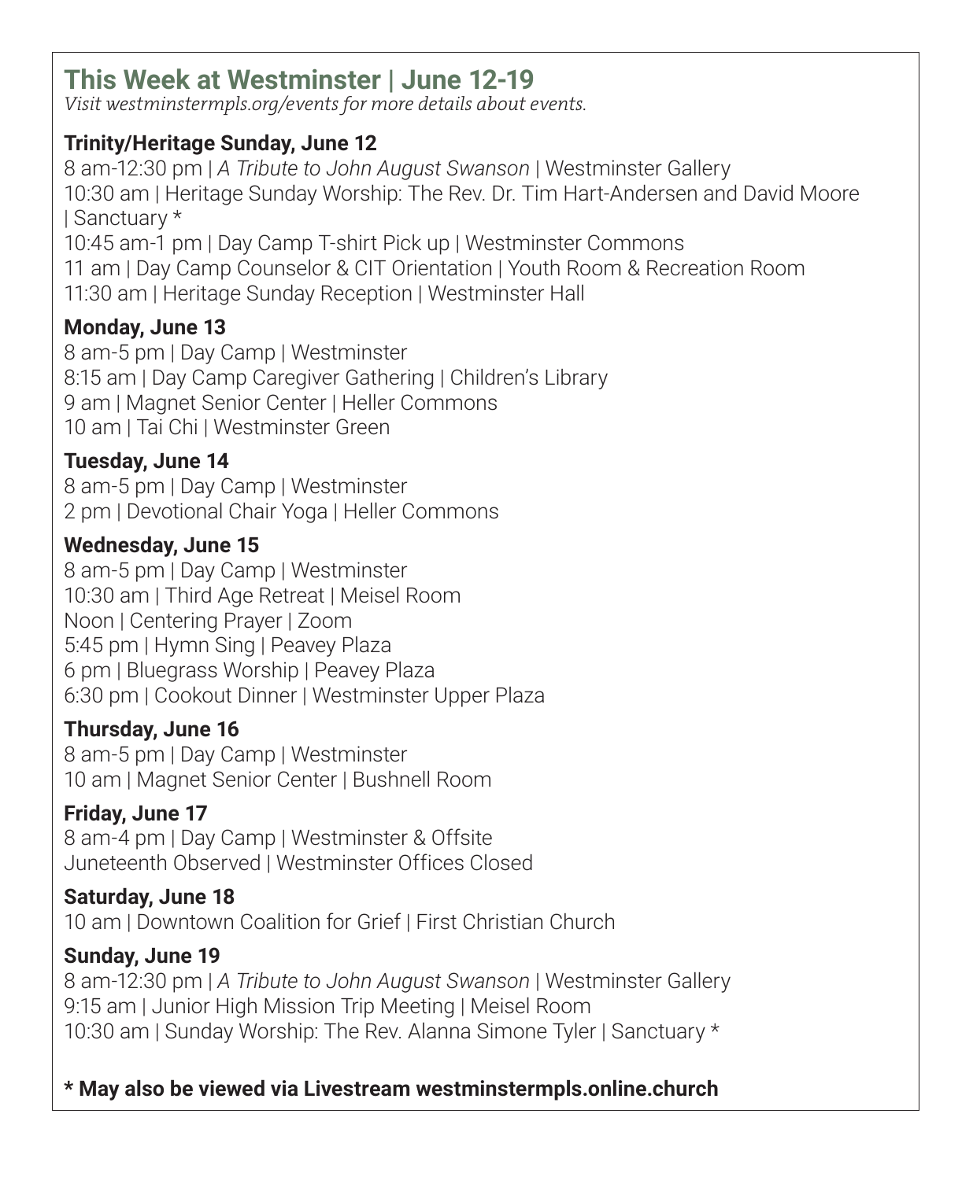## This Week at Westminster | June 12-19

*Visit westminstermpls.org/events for more details about events.*

**Trinity/Heritage Sunday, June 12**

8 am-12:30 pm | *A Tribute to John August Swanson* | Westminster Gallery
10:30 am | Heritage Sunday Worship: The Rev. Dr. Tim Hart-Andersen and David Moore | Sanctuary *
10:45 am-1 pm | Day Camp T-shirt Pick up | Westminster Commons
11 am | Day Camp Counselor & CIT Orientation | Youth Room & Recreation Room
11:30 am | Heritage Sunday Reception | Westminster Hall

**Monday, June 13**

8 am-5 pm | Day Camp | Westminster
8:15 am | Day Camp Caregiver Gathering | Children's Library
9 am | Magnet Senior Center | Heller Commons
10 am | Tai Chi | Westminster Green

**Tuesday, June 14**

8 am-5 pm | Day Camp | Westminster
2 pm | Devotional Chair Yoga | Heller Commons

**Wednesday, June 15**

8 am-5 pm | Day Camp | Westminster
10:30 am | Third Age Retreat | Meisel Room
Noon | Centering Prayer | Zoom
5:45 pm | Hymn Sing | Peavey Plaza
6 pm | Bluegrass Worship | Peavey Plaza
6:30 pm | Cookout Dinner | Westminster Upper Plaza

**Thursday, June 16**

8 am-5 pm | Day Camp | Westminster
10 am | Magnet Senior Center | Bushnell Room

**Friday, June 17**

8 am-4 pm | Day Camp | Westminster & Offsite
Juneteenth Observed | Westminster Offices Closed

**Saturday, June 18**

10 am | Downtown Coalition for Grief | First Christian Church

**Sunday, June 19**

8 am-12:30 pm | *A Tribute to John August Swanson* | Westminster Gallery
9:15 am | Junior High Mission Trip Meeting | Meisel Room
10:30 am | Sunday Worship: The Rev. Alanna Simone Tyler | Sanctuary *

**\* May also be viewed via Livestream westminstermpls.online.church**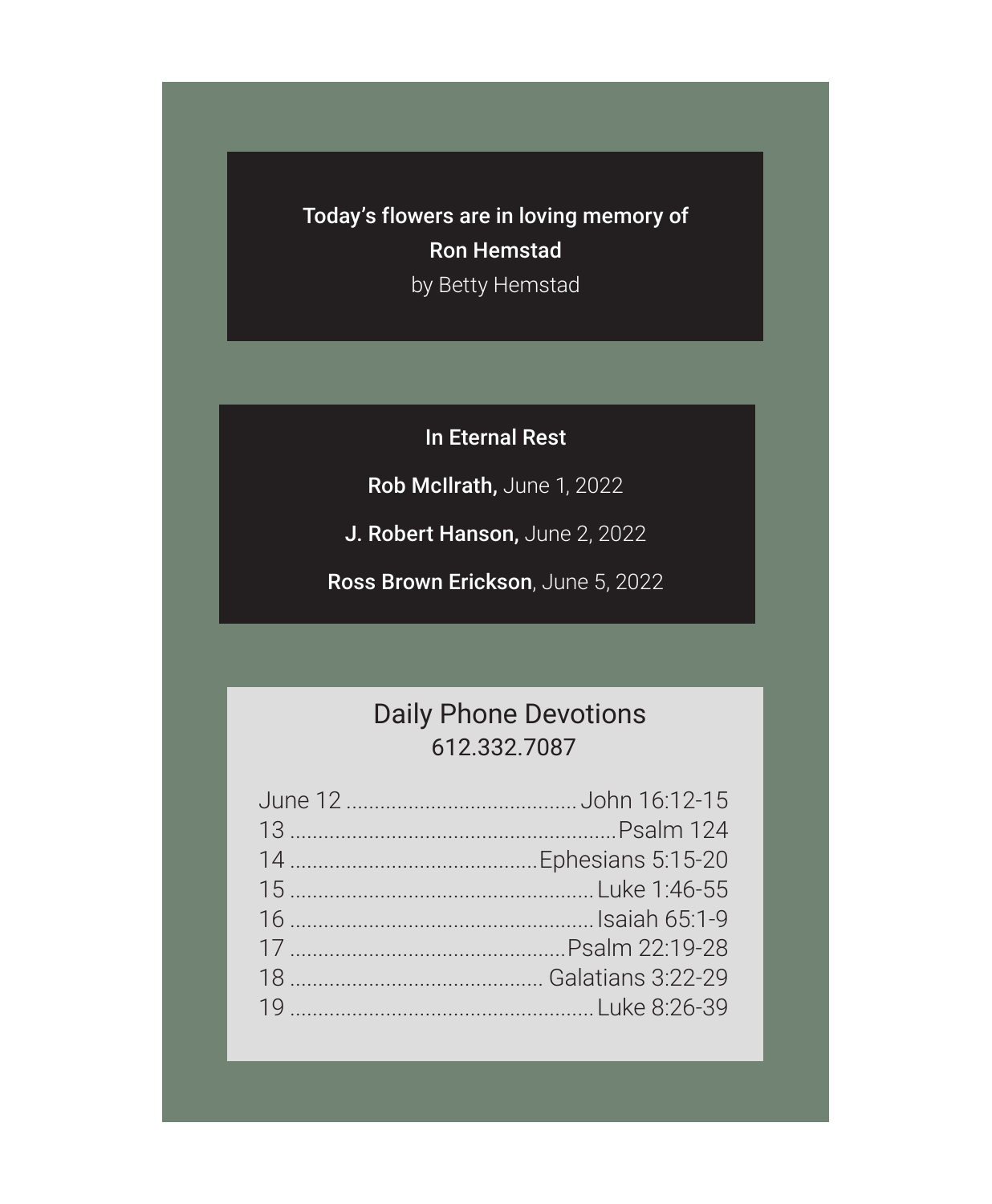**Today's flowers are in loving memory of**

**Ron Hemstad**

by Betty Hemstad

**In Eternal Rest**

**Rob McIlrath,** June 1, 2022

**J. Robert Hanson,** June 2, 2022

**Ross Brown Erickson**, June 5, 2022

## Daily Phone Devotions

612.332.7087

June 12 ........................................ John 16:12-15
13 ..........................................................Psalm 124
14 ...........................................Ephesians 5:15-20
15 .....................................................Luke 1:46-55
16 .....................................................Isaiah 65:1-9
17 .................................................Psalm 22:19-28
18 ............................................ Galatians 3:22-29
19 .....................................................Luke 8:26-39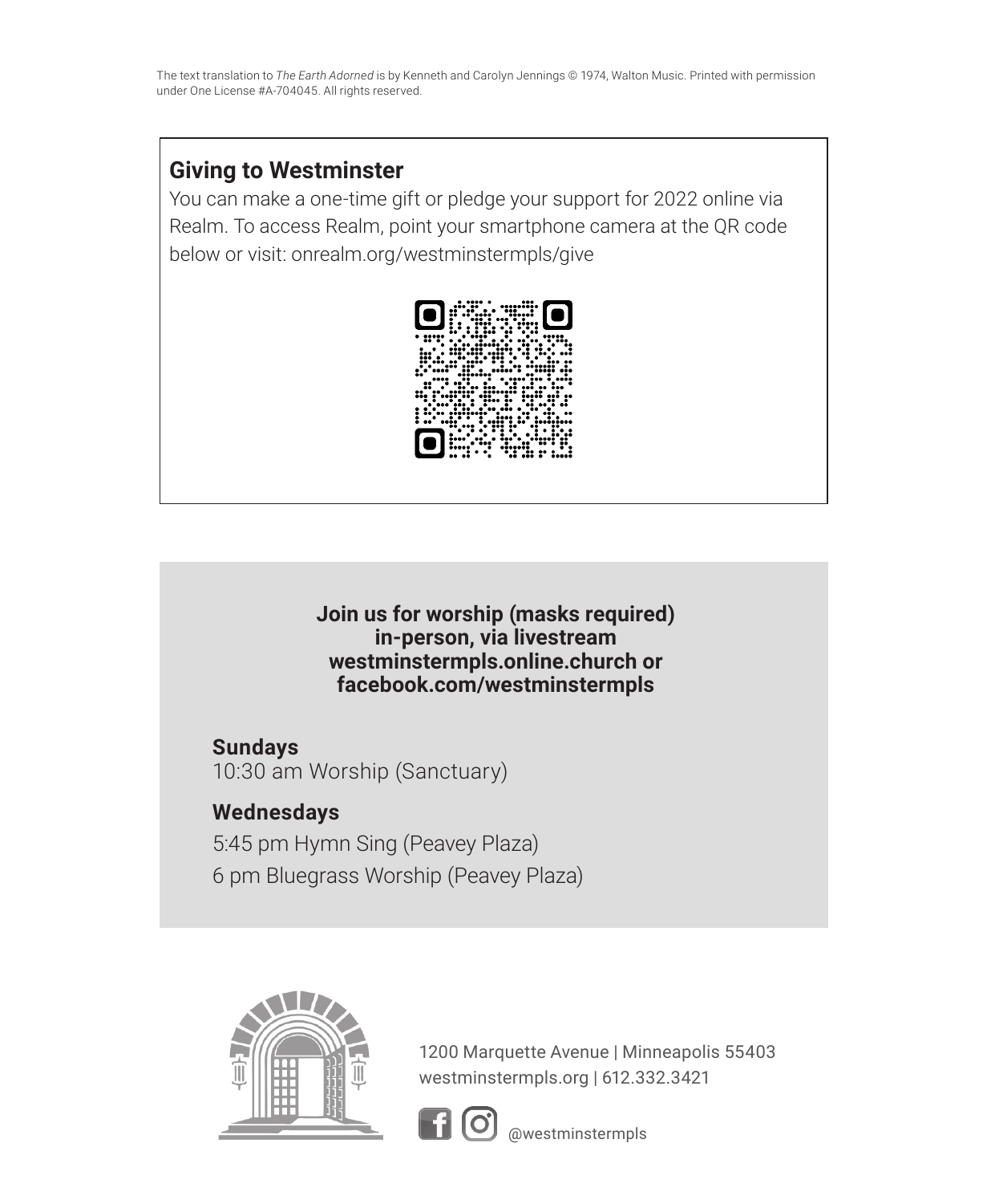The text translation to *The Earth Adorned* is by Kenneth and Carolyn Jennings © 1974, Walton Music. Printed with permission under One License #A-704045. All rights reserved.

## Giving to Westminster

You can make a one-time gift or pledge your support for 2022 online via Realm. To access Realm, point your smartphone camera at the QR code below or visit: onrealm.org/westminstermpls/give

**Join us for worship (masks required) in-person, via livestream westminstermpls.online.church or facebook.com/westminstermpls**

**Sundays**

10:30 am Worship (Sanctuary)

**Wednesdays**

5:45 pm Hymn Sing (Peavey Plaza)

6 pm Bluegrass Worship (Peavey Plaza)

1200 Marquette Avenue | Minneapolis 55403

westminstermpls.org | 612.332.3421

@westminstermpls